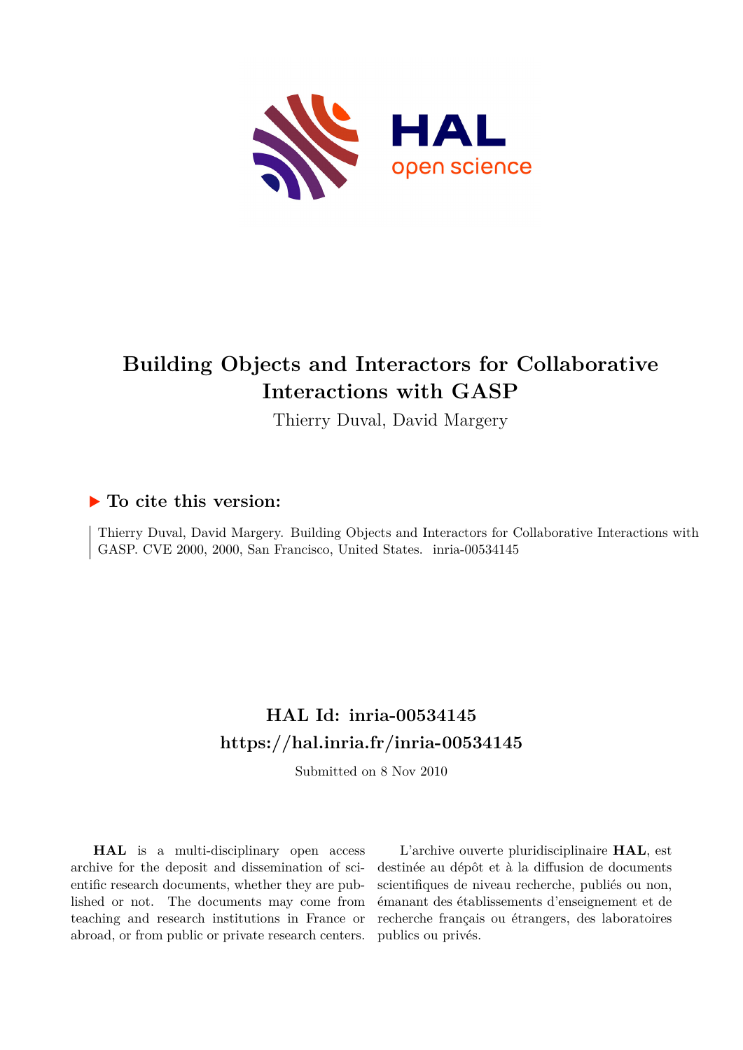# Building Objects and Interactors for Collaborative Interactions with GASP

Thierry Duval, David Margery

## To cite this version:

Thierry Duval, David Margery. Building Objects and Interactors for Collaborative Interactions with GASP. CVE 2000, 2000, San Francisco, United States. inria-00534145

## HAL Id: inria-00534145

## https://hal.inria.fr/inria-00534145

Submitted on 8 Nov 2010

**HAL** is a multi-disciplinary open access archive for the deposit and dissemination of scientific research documents, whether they are published or not. The documents may come from teaching and research institutions in France or abroad, or from public or private research centers.

L'archive ouverte pluridisciplinaire **HAL**, est destinée au dépôt et à la diffusion de documents scientifiques de niveau recherche, publiés ou non, émanant des établissements d'enseignement et de recherche français ou étrangers, des laboratoires publics ou privés.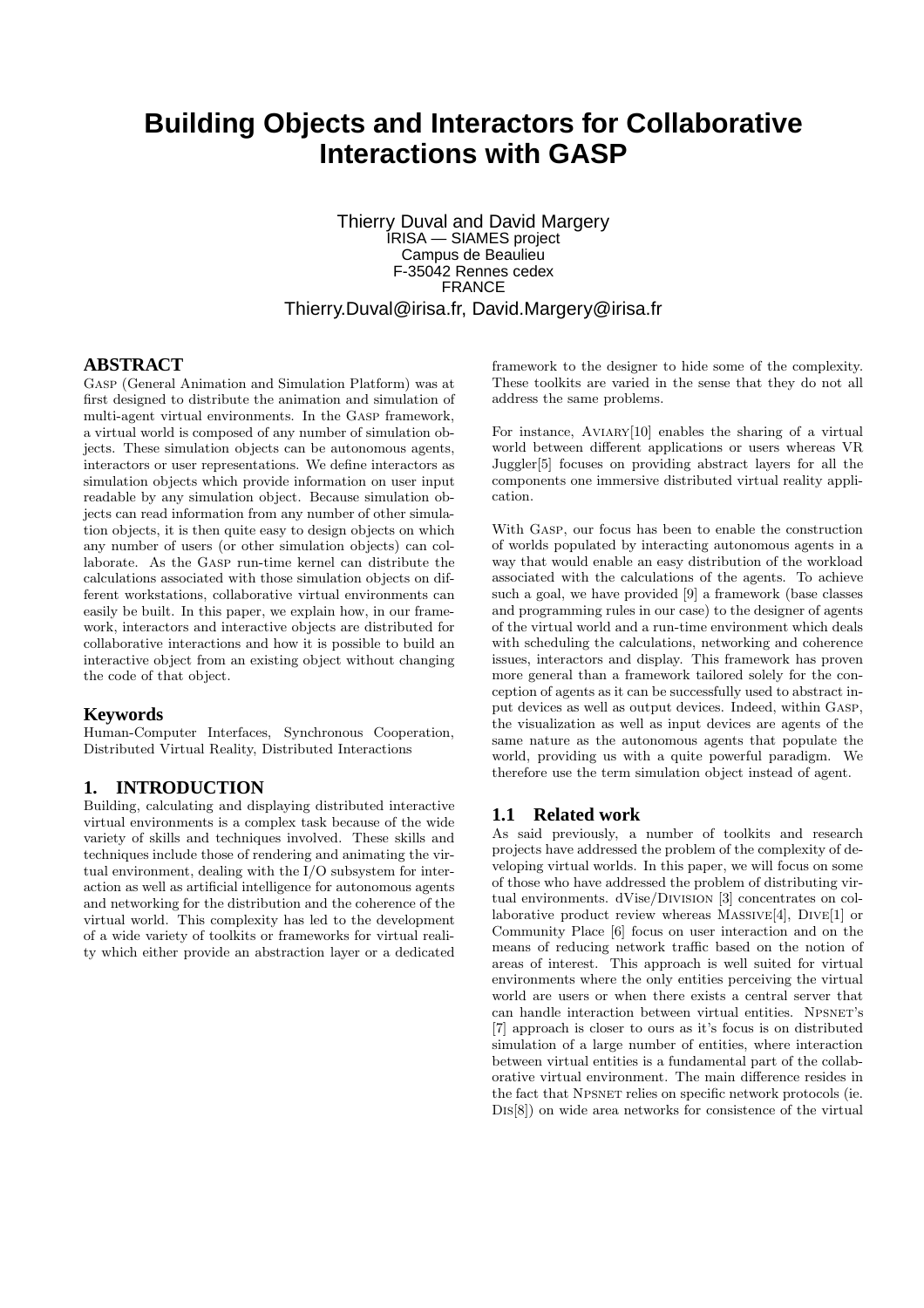# Building Objects and Interactors for Collaborative Interactions with GASP

Thierry Duval and David Margery
IRISA — SIAMES project
Campus de Beaulieu
F-35042 Rennes cedex
FRANCE

Thierry.Duval@irisa.fr, David.Margery@irisa.fr

## ABSTRACT

Gasp (General Animation and Simulation Platform) was at first designed to distribute the animation and simulation of multi-agent virtual environments. In the Gasp framework, a virtual world is composed of any number of simulation objects. These simulation objects can be autonomous agents, interactors or user representations. We define interactors as simulation objects which provide information on user input readable by any simulation object. Because simulation objects can read information from any number of other simulation objects, it is then quite easy to design objects on which any number of users (or other simulation objects) can collaborate. As the Gasp run-time kernel can distribute the calculations associated with those simulation objects on different workstations, collaborative virtual environments can easily be built. In this paper, we explain how, in our framework, interactors and interactive objects are distributed for collaborative interactions and how it is possible to build an interactive object from an existing object without changing the code of that object.

### Keywords

Human-Computer Interfaces, Synchronous Cooperation, Distributed Virtual Reality, Distributed Interactions

## 1. INTRODUCTION

Building, calculating and displaying distributed interactive virtual environments is a complex task because of the wide variety of skills and techniques involved. These skills and techniques include those of rendering and animating the virtual environment, dealing with the I/O subsystem for interaction as well as artificial intelligence for autonomous agents and networking for the distribution and the coherence of the virtual world. This complexity has led to the development of a wide variety of toolkits or frameworks for virtual reality which either provide an abstraction layer or a dedicated framework to the designer to hide some of the complexity. These toolkits are varied in the sense that they do not all address the same problems.

For instance, Aviary[10] enables the sharing of a virtual world between different applications or users whereas VR Juggler[5] focuses on providing abstract layers for all the components one immersive distributed virtual reality application.

With Gasp, our focus has been to enable the construction of worlds populated by interacting autonomous agents in a way that would enable an easy distribution of the workload associated with the calculations of the agents. To achieve such a goal, we have provided [9] a framework (base classes and programming rules in our case) to the designer of agents of the virtual world and a run-time environment which deals with scheduling the calculations, networking and coherence issues, interactors and display. This framework has proven more general than a framework tailored solely for the conception of agents as it can be successfully used to abstract input devices as well as output devices. Indeed, within Gasp, the visualization as well as input devices are agents of the same nature as the autonomous agents that populate the world, providing us with a quite powerful paradigm. We therefore use the term simulation object instead of agent.

### 1.1 Related work

As said previously, a number of toolkits and research projects have addressed the problem of the complexity of developing virtual worlds. In this paper, we will focus on some of those who have addressed the problem of distributing virtual environments. dVise/Division [3] concentrates on collaborative product review whereas Massive[4], Dive[1] or Community Place [6] focus on user interaction and on the means of reducing network traffic based on the notion of areas of interest. This approach is well suited for virtual environments where the only entities perceiving the virtual world are users or when there exists a central server that can handle interaction between virtual entities. Npsnet's [7] approach is closer to ours as it's focus is on distributed simulation of a large number of entities, where interaction between virtual entities is a fundamental part of the collaborative virtual environment. The main difference resides in the fact that Npsnet relies on specific network protocols (ie. Dis[8]) on wide area networks for consistence of the virtual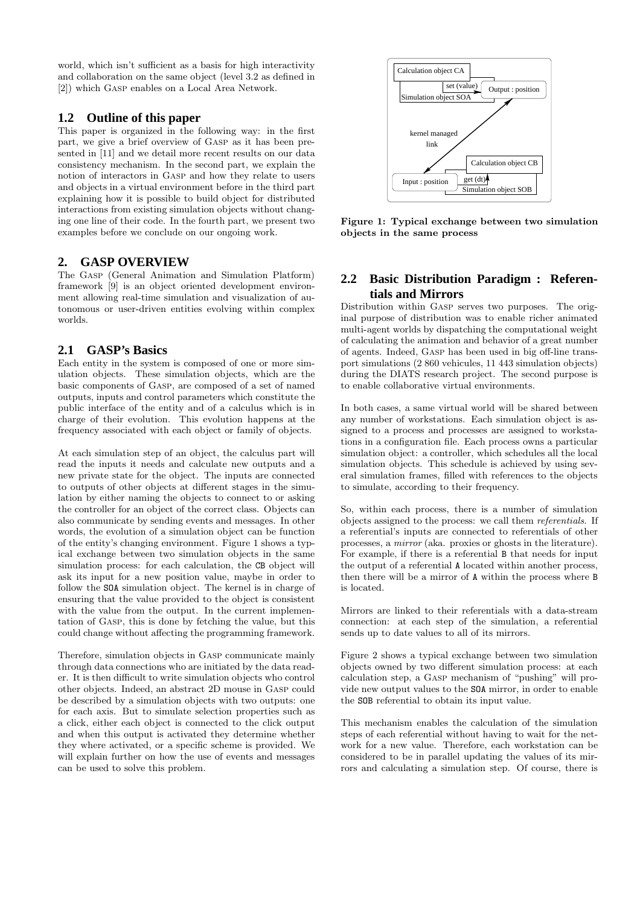world, which isn't sufficient as a basis for high interactivity and collaboration on the same object (level 3.2 as defined in [2]) which GASP enables on a Local Area Network.

### 1.2 Outline of this paper

This paper is organized in the following way: in the first part, we give a brief overview of GASP as it has been presented in [11] and we detail more recent results on our data consistency mechanism. In the second part, we explain the notion of interactors in GASP and how they relate to users and objects in a virtual environment before in the third part explaining how it is possible to build object for distributed interactions from existing simulation objects without changing one line of their code. In the fourth part, we present two examples before we conclude on our ongoing work.

## 2. GASP OVERVIEW

The GASP (General Animation and Simulation Platform) framework [9] is an object oriented development environment allowing real-time simulation and visualization of autonomous or user-driven entities evolving within complex worlds.

### 2.1 GASP's Basics

Each entity in the system is composed of one or more simulation objects. These simulation objects, which are the basic components of GASP, are composed of a set of named outputs, inputs and control parameters which constitute the public interface of the entity and of a calculus which is in charge of their evolution. This evolution happens at the frequency associated with each object or family of objects.

At each simulation step of an object, the calculus part will read the inputs it needs and calculate new outputs and a new private state for the object. The inputs are connected to outputs of other objects at different stages in the simulation by either naming the objects to connect to or asking the controller for an object of the correct class. Objects can also communicate by sending events and messages. In other words, the evolution of a simulation object can be function of the entity's changing environment. Figure 1 shows a typical exchange between two simulation objects in the same simulation process: for each calculation, the `CB` object will ask its input for a new position value, maybe in order to follow the `SOA` simulation object. The kernel is in charge of ensuring that the value provided to the object is consistent with the value from the output. In the current implementation of GASP, this is done by fetching the value, but this could change without affecting the programming framework.

Therefore, simulation objects in GASP communicate mainly through data connections who are initiated by the data reader. It is then difficult to write simulation objects who control other objects. Indeed, an abstract 2D mouse in GASP could be described by a simulation objects with two outputs: one for each axis. But to simulate selection properties such as a click, either each object is connected to the click output and when this output is activated they determine whether they where activated, or a specific scheme is provided. We will explain further on how the use of events and messages can be used to solve this problem.

**Figure 1: Typical exchange between two simulation objects in the same process**

### 2.2 Basic Distribution Paradigm : Referentials and Mirrors

Distribution within GASP serves two purposes. The original purpose of distribution was to enable richer animated multi-agent worlds by dispatching the computational weight of calculating the animation and behavior of a great number of agents. Indeed, GASP has been used in big off-line transport simulations (2 860 vehicules, 11 443 simulation objects) during the DIATS research project. The second purpose is to enable collaborative virtual environments.

In both cases, a same virtual world will be shared between any number of workstations. Each simulation object is assigned to a process and processes are assigned to workstations in a configuration file. Each process owns a particular simulation object: a controller, which schedules all the local simulation objects. This schedule is achieved by using several simulation frames, filled with references to the objects to simulate, according to their frequency.

So, within each process, there is a number of simulation objects assigned to the process: we call them *referentials*. If a referential's inputs are connected to referentials of other processes, a *mirror* (aka. proxies or ghosts in the literature). For example, if there is a referential `B` that needs for input the output of a referential `A` located within another process, then there will be a mirror of `A` within the process where `B` is located.

Mirrors are linked to their referentials with a data-stream connection: at each step of the simulation, a referential sends up to date values to all of its mirrors.

Figure 2 shows a typical exchange between two simulation objects owned by two different simulation process: at each calculation step, a GASP mechanism of "pushing" will provide new output values to the `SOA` mirror, in order to enable the `SOB` referential to obtain its input value.

This mechanism enables the calculation of the simulation steps of each referential without having to wait for the network for a new value. Therefore, each workstation can be considered to be in parallel updating the values of its mirrors and calculating a simulation step. Of course, there is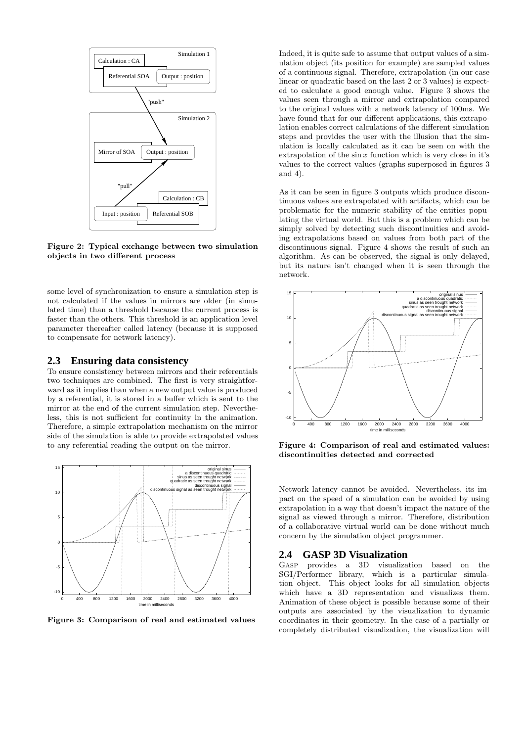Figure 2: Typical exchange between two simulation objects in two different process

some level of synchronization to ensure a simulation step is not calculated if the values in mirrors are older (in simulated time) than a threshold because the current process is faster than the others. This threshold is an application level parameter thereafter called latency (because it is supposed to compensate for network latency).

## 2.3 Ensuring data consistency

To ensure consistency between mirrors and their referentials two techniques are combined. The first is very straightforward as it implies than when a new output value is produced by a referential, it is stored in a buffer which is sent to the mirror at the end of the current simulation step. Nevertheless, this is not sufficient for continuity in the animation. Therefore, a simple extrapolation mechanism on the mirror side of the simulation is able to provide extrapolated values to any referential reading the output on the mirror.

Figure 3: Comparison of real and estimated values

Indeed, it is quite safe to assume that output values of a simulation object (its position for example) are sampled values of a continuous signal. Therefore, extrapolation (in our case linear or quadratic based on the last 2 or 3 values) is expected to calculate a good enough value. Figure 3 shows the values seen through a mirror and extrapolation compared to the original values with a network latency of 100ms. We have found that for our different applications, this extrapolation enables correct calculations of the different simulation steps and provides the user with the illusion that the simulation is locally calculated as it can be seen on with the extrapolation of the $\sin x$ function which is very close in it's values to the correct values (graphs superposed in figures 3 and 4).

As it can be seen in figure 3 outputs which produce discontinuous values are extrapolated with artifacts, which can be problematic for the numeric stability of the entities populating the virtual world. But this is a problem which can be simply solved by detecting such discontinuities and avoiding extrapolations based on values from both part of the discontinuous signal. Figure 4 shows the result of such an algorithm. As can be observed, the signal is only delayed, but its nature isn't changed when it is seen through the network.

Figure 4: Comparison of real and estimated values: discontinuities detected and corrected

Network latency cannot be avoided. Nevertheless, its impact on the speed of a simulation can be avoided by using extrapolation in a way that doesn't impact the nature of the signal as viewed through a mirror. Therefore, distribution of a collaborative virtual world can be done without much concern by the simulation object programmer.

## 2.4 GASP 3D Visualization

Gasp provides a 3D visualization based on the SGI/Performer library, which is a particular simulation object. This object looks for all simulation objects which have a 3D representation and visualizes them. Animation of these object is possible because some of their outputs are associated by the visualization to dynamic coordinates in their geometry. In the case of a partially or completely distributed visualization, the visualization will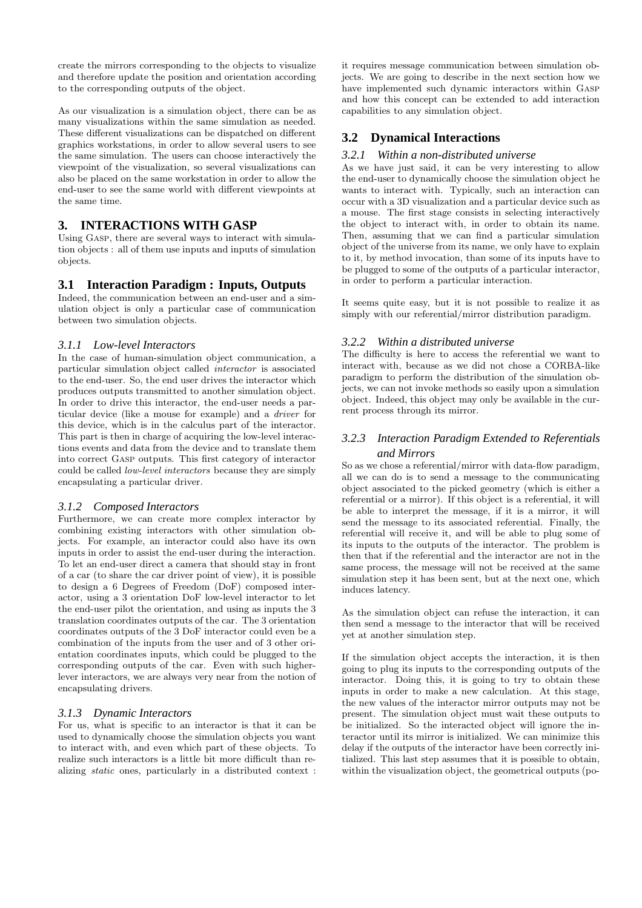create the mirrors corresponding to the objects to visualize and therefore update the position and orientation according to the corresponding outputs of the object.

As our visualization is a simulation object, there can be as many visualizations within the same simulation as needed. These different visualizations can be dispatched on different graphics workstations, in order to allow several users to see the same simulation. The users can choose interactively the viewpoint of the visualization, so several visualizations can also be placed on the same workstation in order to allow the end-user to see the same world with different viewpoints at the same time.

# 3. INTERACTIONS WITH GASP

Using GASP, there are several ways to interact with simulation objects : all of them use inputs and inputs of simulation objects.

## 3.1 Interaction Paradigm : Inputs, Outputs

Indeed, the communication between an end-user and a simulation object is only a particular case of communication between two simulation objects.

### 3.1.1 Low-level Interactors

In the case of human-simulation object communication, a particular simulation object called *interactor* is associated to the end-user. So, the end user drives the interactor which produces outputs transmitted to another simulation object. In order to drive this interactor, the end-user needs a particular device (like a mouse for example) and a *driver* for this device, which is in the calculus part of the interactor. This part is then in charge of acquiring the low-level interactions events and data from the device and to translate them into correct GASP outputs. This first category of interactor could be called *low-level interactors* because they are simply encapsulating a particular driver.

### 3.1.2 Composed Interactors

Furthermore, we can create more complex interactor by combining existing interactors with other simulation objects. For example, an interactor could also have its own inputs in order to assist the end-user during the interaction. To let an end-user direct a camera that should stay in front of a car (to share the car driver point of view), it is possible to design a 6 Degrees of Freedom (DoF) composed interactor, using a 3 orientation DoF low-level interactor to let the end-user pilot the orientation, and using as inputs the 3 translation coordinates outputs of the car. The 3 orientation coordinates outputs of the 3 DoF interactor could even be a combination of the inputs from the user and of 3 other orientation coordinates inputs, which could be plugged to the corresponding outputs of the car. Even with such higher-lever interactors, we are always very near from the notion of encapsulating drivers.

### 3.1.3 Dynamic Interactors

For us, what is specific to an interactor is that it can be used to dynamically choose the simulation objects you want to interact with, and even which part of these objects. To realize such interactors is a little bit more difficult than realizing *static* ones, particularly in a distributed context : it requires message communication between simulation objects. We are going to describe in the next section how we have implemented such dynamic interactors within GASP and how this concept can be extended to add interaction capabilities to any simulation object.

## 3.2 Dynamical Interactions

### 3.2.1 Within a non-distributed universe

As we have just said, it can be very interesting to allow the end-user to dynamically choose the simulation object he wants to interact with. Typically, such an interaction can occur with a 3D visualization and a particular device such as a mouse. The first stage consists in selecting interactively the object to interact with, in order to obtain its name. Then, assuming that we can find a particular simulation object of the universe from its name, we only have to explain to it, by method invocation, than some of its inputs have to be plugged to some of the outputs of a particular interactor, in order to perform a particular interaction.

It seems quite easy, but it is not possible to realize it as simply with our referential/mirror distribution paradigm.

### 3.2.2 Within a distributed universe

The difficulty is here to access the referential we want to interact with, because as we did not chose a CORBA-like paradigm to perform the distribution of the simulation objects, we can not invoke methods so easily upon a simulation object. Indeed, this object may only be available in the current process through its mirror.

### 3.2.3 Interaction Paradigm Extended to Referentials and Mirrors

So as we chose a referential/mirror with data-flow paradigm, all we can do is to send a message to the communicating object associated to the picked geometry (which is either a referential or a mirror). If this object is a referential, it will be able to interpret the message, if it is a mirror, it will send the message to its associated referential. Finally, the referential will receive it, and will be able to plug some of its inputs to the outputs of the interactor. The problem is then that if the referential and the interactor are not in the same process, the message will not be received at the same simulation step it has been sent, but at the next one, which induces latency.

As the simulation object can refuse the interaction, it can then send a message to the interactor that will be received yet at another simulation step.

If the simulation object accepts the interaction, it is then going to plug its inputs to the corresponding outputs of the interactor. Doing this, it is going to try to obtain these inputs in order to make a new calculation. At this stage, the new values of the interactor mirror outputs may not be present. The simulation object must wait these outputs to be initialized. So the interacted object will ignore the interactor until its mirror is initialized. We can minimize this delay if the outputs of the interactor have been correctly initialized. This last step assumes that it is possible to obtain, within the visualization object, the geometrical outputs (po-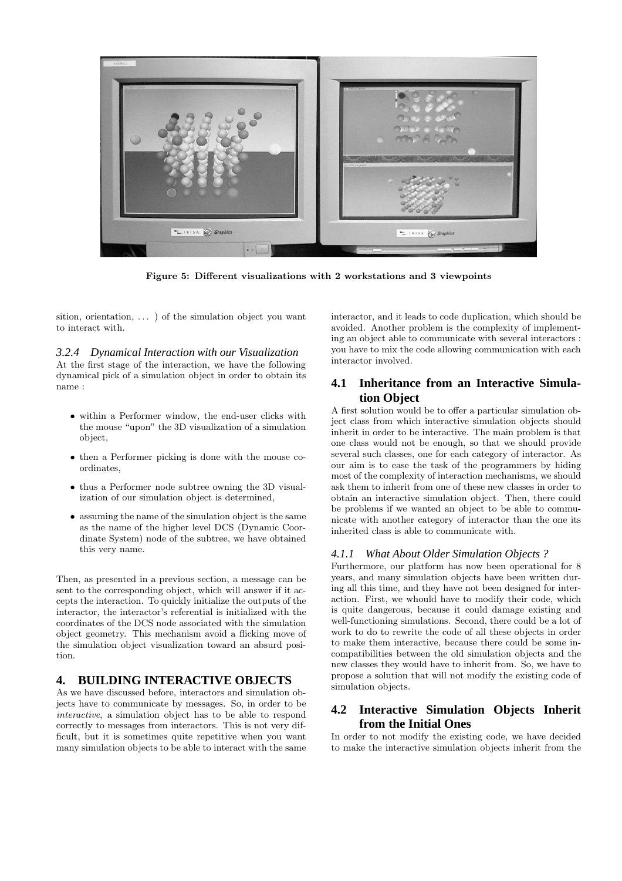Figure 5: Different visualizations with 2 workstations and 3 viewpoints

sition, orientation, . . . ) of the simulation object you want to interact with.

### 3.2.4 Dynamical Interaction with our Visualization

At the first stage of the interaction, we have the following dynamical pick of a simulation object in order to obtain its name :

- within a Performer window, the end-user clicks with the mouse "upon" the 3D visualization of a simulation object,
- then a Performer picking is done with the mouse coordinates,
- thus a Performer node subtree owning the 3D visualization of our simulation object is determined,
- assuming the name of the simulation object is the same as the name of the higher level DCS (Dynamic Coordinate System) node of the subtree, we have obtained this very name.

Then, as presented in a previous section, a message can be sent to the corresponding object, which will answer if it accepts the interaction. To quickly initialize the outputs of the interactor, the interactor's referential is initialized with the coordinates of the DCS node associated with the simulation object geometry. This mechanism avoid a flicking move of the simulation object visualization toward an absurd position.

# 4. BUILDING INTERACTIVE OBJECTS

As we have discussed before, interactors and simulation objects have to communicate by messages. So, in order to be *interactive*, a simulation object has to be able to respond correctly to messages from interactors. This is not very difficult, but it is sometimes quite repetitive when you want many simulation objects to be able to interact with the same interactor, and it leads to code duplication, which should be avoided. Another problem is the complexity of implementing an object able to communicate with several interactors : you have to mix the code allowing communication with each interactor involved.

## 4.1 Inheritance from an Interactive Simulation Object

A first solution would be to offer a particular simulation object class from which interactive simulation objects should inherit in order to be interactive. The main problem is that one class would not be enough, so that we should provide several such classes, one for each category of interactor. As our aim is to ease the task of the programmers by hiding most of the complexity of interaction mechanisms, we should ask them to inherit from one of these new classes in order to obtain an interactive simulation object. Then, there could be problems if we wanted an object to be able to communicate with another category of interactor than the one its inherited class is able to communicate with.

### 4.1.1 What About Older Simulation Objects ?

Furthermore, our platform has now been operational for 8 years, and many simulation objects have been written during all this time, and they have not been designed for interaction. First, we whould have to modify their code, which is quite dangerous, because it could damage existing and well-functioning simulations. Second, there could be a lot of work to do to rewrite the code of all these objects in order to make them interactive, because there could be some incompatibilities between the old simulation objects and the new classes they would have to inherit from. So, we have to propose a solution that will not modify the existing code of simulation objects.

## 4.2 Interactive Simulation Objects Inherit from the Initial Ones

In order to not modify the existing code, we have decided to make the interactive simulation objects inherit from the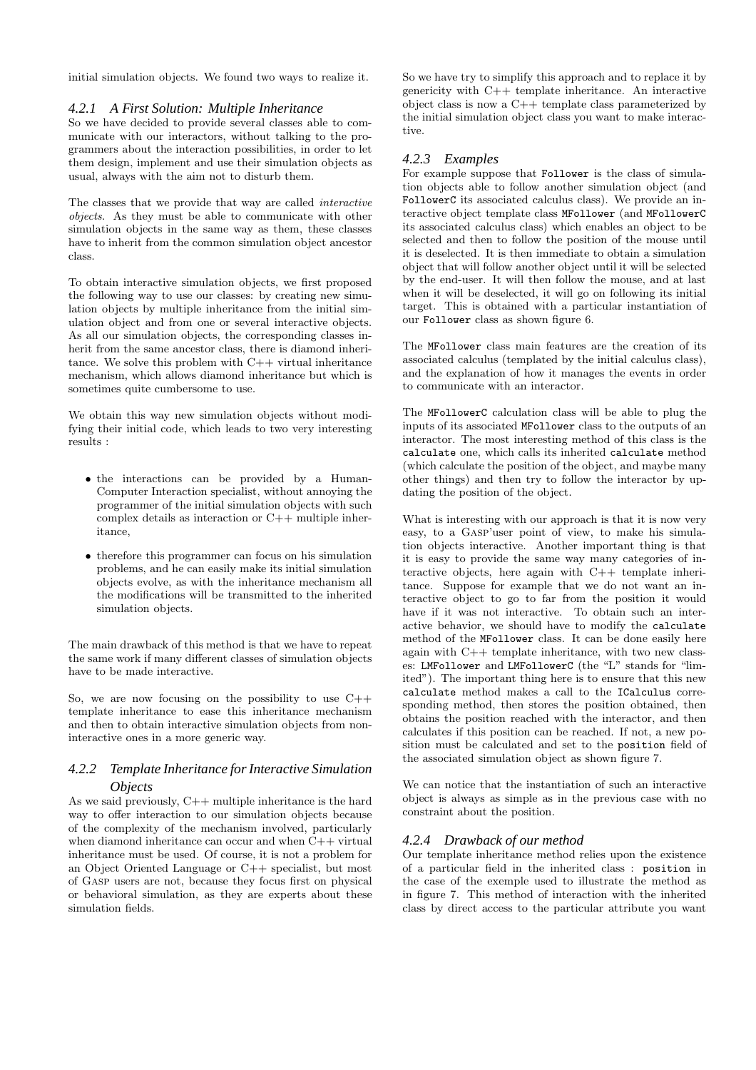initial simulation objects. We found two ways to realize it.

### 4.2.1 A First Solution: Multiple Inheritance

So we have decided to provide several classes able to communicate with our interactors, without talking to the programmers about the interaction possibilities, in order to let them design, implement and use their simulation objects as usual, always with the aim not to disturb them.

The classes that we provide that way are called *interactive objects*. As they must be able to communicate with other simulation objects in the same way as them, these classes have to inherit from the common simulation object ancestor class.

To obtain interactive simulation objects, we first proposed the following way to use our classes: by creating new simulation objects by multiple inheritance from the initial simulation object and from one or several interactive objects. As all our simulation objects, the corresponding classes inherit from the same ancestor class, there is diamond inheritance. We solve this problem with C++ virtual inheritance mechanism, which allows diamond inheritance but which is sometimes quite cumbersome to use.

We obtain this way new simulation objects without modifying their initial code, which leads to two very interesting results :

- the interactions can be provided by a Human-Computer Interaction specialist, without annoying the programmer of the initial simulation objects with such complex details as interaction or C++ multiple inheritance,
- therefore this programmer can focus on his simulation problems, and he can easily make its initial simulation objects evolve, as with the inheritance mechanism all the modifications will be transmitted to the inherited simulation objects.

The main drawback of this method is that we have to repeat the same work if many different classes of simulation objects have to be made interactive.

So, we are now focusing on the possibility to use C++ template inheritance to ease this inheritance mechanism and then to obtain interactive simulation objects from non-interactive ones in a more generic way.

### 4.2.2 Template Inheritance for Interactive Simulation Objects

As we said previously, C++ multiple inheritance is the hard way to offer interaction to our simulation objects because of the complexity of the mechanism involved, particularly when diamond inheritance can occur and when C++ virtual inheritance must be used. Of course, it is not a problem for an Object Oriented Language or C++ specialist, but most of GASP users are not, because they focus first on physical or behavioral simulation, as they are experts about these simulation fields.

So we have try to simplify this approach and to replace it by genericity with C++ template inheritance. An interactive object class is now a C++ template class parameterized by the initial simulation object class you want to make interactive.

### 4.2.3 Examples

For example suppose that `Follower` is the class of simulation objects able to follow another simulation object (and `FollowerC` its associated calculus class). We provide an interactive object template class `MFollower` (and `MFollowerC` its associated calculus class) which enables an object to be selected and then to follow the position of the mouse until it is deselected. It is then immediate to obtain a simulation object that will follow another object until it will be selected by the end-user. It will then follow the mouse, and at last when it will be deselected, it will go on following its initial target. This is obtained with a particular instantiation of our `Follower` class as shown figure 6.

The `MFollower` class main features are the creation of its associated calculus (templated by the initial calculus class), and the explanation of how it manages the events in order to communicate with an interactor.

The `MFollowerC` calculation class will be able to plug the inputs of its associated `MFollower` class to the outputs of an interactor. The most interesting method of this class is the `calculate` one, which calls its inherited `calculate` method (which calculate the position of the object, and maybe many other things) and then try to follow the interactor by updating the position of the object.

What is interesting with our approach is that it is now very easy, to a GASP'user point of view, to make his simulation objects interactive. Another important thing is that it is easy to provide the same way many categories of interactive objects, here again with C++ template inheritance. Suppose for example that we do not want an interactive object to go to far from the position it would have if it was not interactive. To obtain such an interactive behavior, we should have to modify the `calculate` method of the `MFollower` class. It can be done easily here again with C++ template inheritance, with two new classes: `LMFollower` and `LMFollowerC` (the "L" stands for "limited"). The important thing here is to ensure that this new `calculate` method makes a call to the `ICalculus` corresponding method, then stores the position obtained, then obtains the position reached with the interactor, and then calculates if this position can be reached. If not, a new position must be calculated and set to the `position` field of the associated simulation object as shown figure 7.

We can notice that the instantiation of such an interactive object is always as simple as in the previous case with no constraint about the position.

### 4.2.4 Drawback of our method

Our template inheritance method relies upon the existence of a particular field in the inherited class : `position` in the case of the exemple used to illustrate the method as in figure 7. This method of interaction with the inherited class by direct access to the particular attribute you want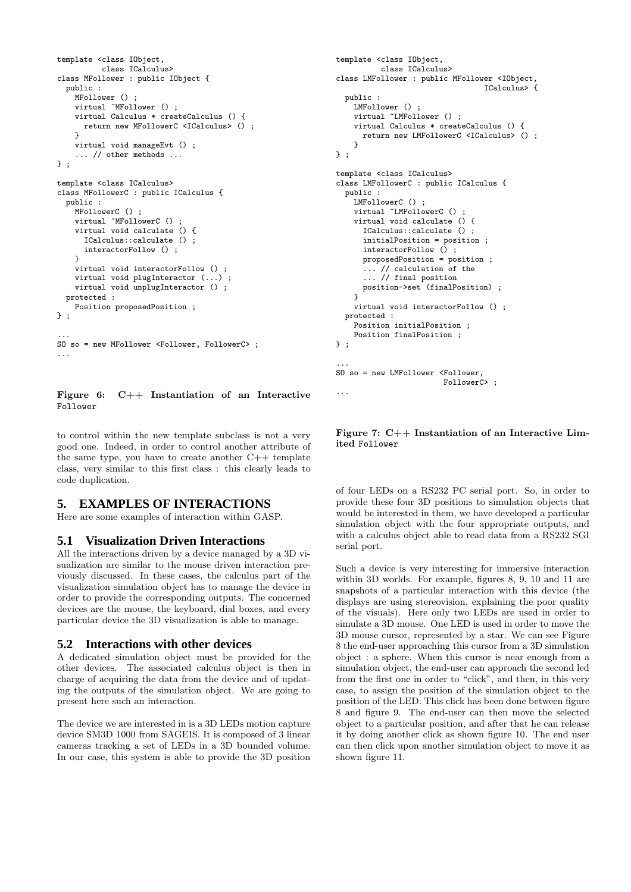```
template <class IObject,
          class ICalculus>
class MFollower : public IObject {
  public :
    MFollower () ;
    virtual ~MFollower () ;
    virtual Calculus * createCalculus () {
      return new MFollowerC <ICalculus> () ;
    }
    virtual void manageEvt () ;
    ... // other methods ...
} ;

template <class ICalculus>
class MFollowerC : public ICalculus {
  public :
    MFollowerC () ;
    virtual ~MFollowerC () ;
    virtual void calculate () {
      ICalculus::calculate () ;
      interactorFollow () ;
    }
    virtual void interactorFollow () ;
    virtual void plugInteractor (...) ;
    virtual void unplugInteractor () ;
  protected :
    Position proposedPosition ;
} ;

...
SO so = new MFollower <Follower, FollowerC> ;
...
```

**Figure 6: C++ Instantiation of an Interactive** Follower

to control within the new template subclass is not a very good one. Indeed, in order to control another attribute of the same type, you have to create another C++ template class, very similar to this first class : this clearly leads to code duplication.

## 5. EXAMPLES OF INTERACTIONS

Here are some examples of interaction within GASP.

### 5.1 Visualization Driven Interactions

All the interactions driven by a device managed by a 3D visualization are similar to the mouse driven interaction previously discussed. In these cases, the calculus part of the visualization simulation object has to manage the device in order to provide the corresponding outputs. The concerned devices are the mouse, the keyboard, dial boxes, and every particular device the 3D visualization is able to manage.

### 5.2 Interactions with other devices

A dedicated simulation object must be provided for the other devices. The associated calculus object is then in charge of acquiring the data from the device and of updating the outputs of the simulation object. We are going to present here such an interaction.

The device we are interested in is a 3D LEDs motion capture device SM3D 1000 from SAGEIS. It is composed of 3 linear cameras tracking a set of LEDs in a 3D bounded volume. In our case, this system is able to provide the 3D position

```
template <class IObject,
          class ICalculus>
class LMFollower : public MFollower <IObject,
                                     ICalculus> {
  public :
    LMFollower () ;
    virtual ~LMFollower () ;
    virtual Calculus * createCalculus () {
      return new LMFollowerC <ICalculus> () ;
    }
} ;

template <class ICalculus>
class LMFollowerC : public ICalculus {
  public :
    LMFollowerC () ;
    virtual ~LMFollowerC () ;
    virtual void calculate () {
      ICalculus::calculate () ;
      initialPosition = position ;
      interactorFollow () ;
      proposedPosition = position ;
      ... // calculation of the
      ... // final position
      position->set (finalPosition) ;
    }
    virtual void interactorFollow () ;
  protected :
    Position initialPosition ;
    Position finalPosition ;
} ;

...
SO so = new LMFollower <Follower,
                        FollowerC> ;
...
```

**Figure 7: C++ Instantiation of an Interactive Limited** Follower

of four LEDs on a RS232 PC serial port. So, in order to provide these four 3D positions to simulation objects that would be interested in them, we have developed a particular simulation object with the four appropriate outputs, and with a calculus object able to read data from a RS232 SGI serial port.

Such a device is very interesting for immersive interaction within 3D worlds. For example, figures 8, 9, 10 and 11 are snapshots of a particular interaction with this device (the displays are using stereovision, explaining the poor quality of the visuals). Here only two LEDs are used in order to simulate a 3D mouse. One LED is used in order to move the 3D mouse cursor, represented by a star. We can see Figure 8 the end-user approaching this cursor from a 3D simulation object : a sphere. When this cursor is near enough from a simulation object, the end-user can approach the second led from the first one in order to "click", and then, in this very case, to assign the position of the simulation object to the position of the LED. This click has been done between figure 8 and figure 9. The end-user can then move the selected object to a particular position, and after that he can release it by doing another click as shown figure 10. The end user can then click upon another simulation object to move it as shown figure 11.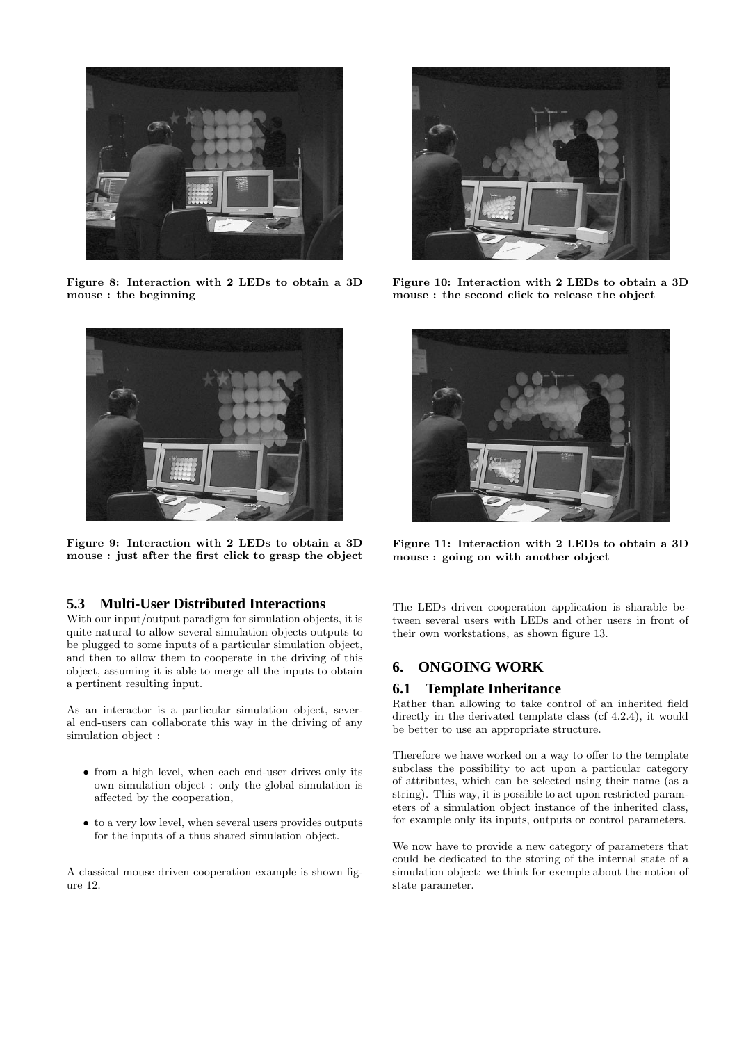Figure 8: Interaction with 2 LEDs to obtain a 3D mouse : the beginning

Figure 9: Interaction with 2 LEDs to obtain a 3D mouse : just after the first click to grasp the object

Figure 10: Interaction with 2 LEDs to obtain a 3D mouse : the second click to release the object

Figure 11: Interaction with 2 LEDs to obtain a 3D mouse : going on with another object

### 5.3 Multi-User Distributed Interactions

With our input/output paradigm for simulation objects, it is quite natural to allow several simulation objects outputs to be plugged to some inputs of a particular simulation object, and then to allow them to cooperate in the driving of this object, assuming it is able to merge all the inputs to obtain a pertinent resulting input.

As an interactor is a particular simulation object, several end-users can collaborate this way in the driving of any simulation object :

- from a high level, when each end-user drives only its own simulation object : only the global simulation is affected by the cooperation,
- to a very low level, when several users provides outputs for the inputs of a thus shared simulation object.

A classical mouse driven cooperation example is shown figure 12.

The LEDs driven cooperation application is sharable between several users with LEDs and other users in front of their own workstations, as shown figure 13.

## 6. ONGOING WORK

### 6.1 Template Inheritance

Rather than allowing to take control of an inherited field directly in the derivated template class (cf 4.2.4), it would be better to use an appropriate structure.

Therefore we have worked on a way to offer to the template subclass the possibility to act upon a particular category of attributes, which can be selected using their name (as a string). This way, it is possible to act upon restricted parameters of a simulation object instance of the inherited class, for example only its inputs, outputs or control parameters.

We now have to provide a new category of parameters that could be dedicated to the storing of the internal state of a simulation object: we think for exemple about the notion of state parameter.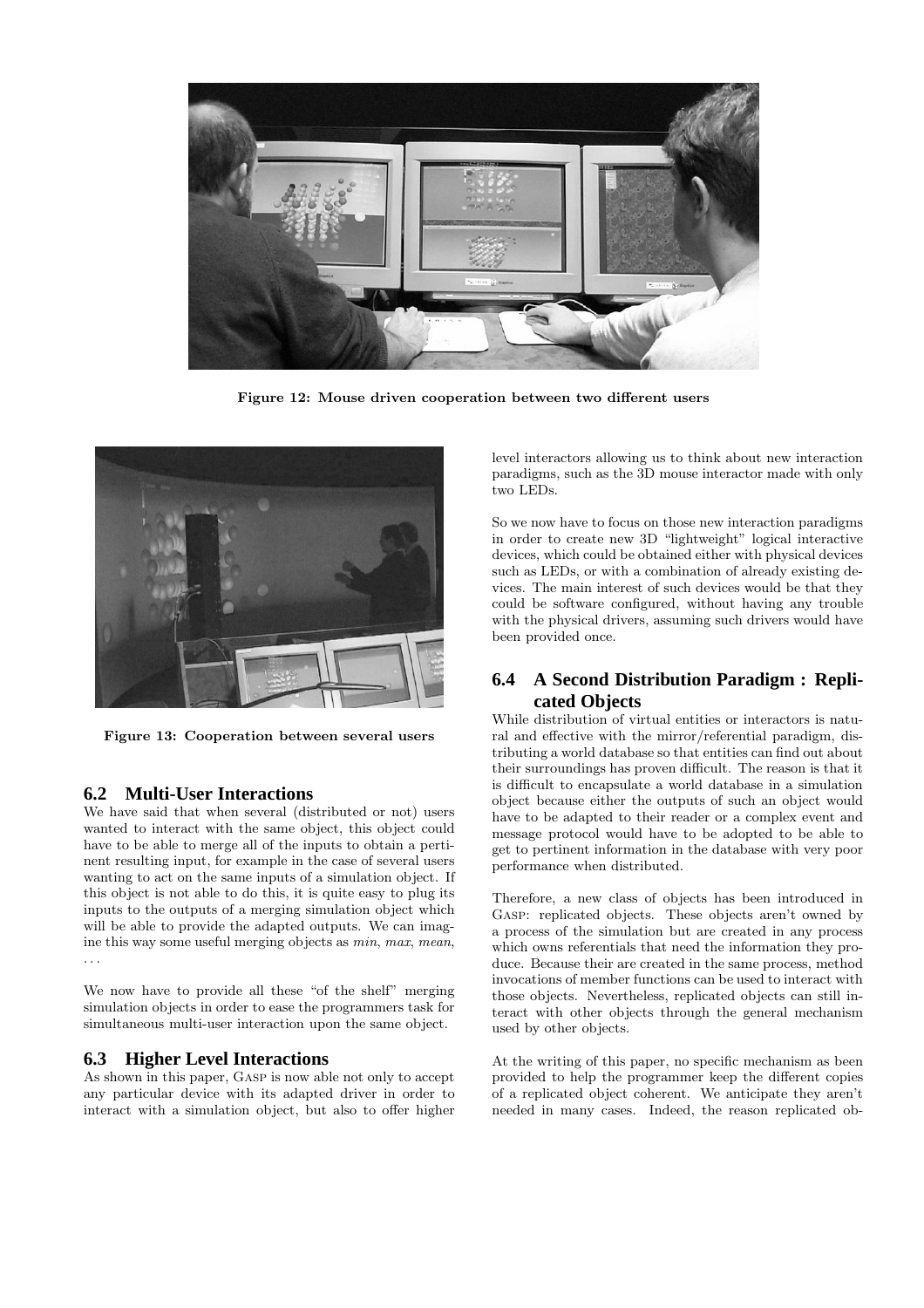Figure 12: Mouse driven cooperation between two different users

Figure 13: Cooperation between several users

## 6.2 Multi-User Interactions

We have said that when several (distributed or not) users wanted to interact with the same object, this object could have to be able to merge all of the inputs to obtain a pertinent resulting input, for example in the case of several users wanting to act on the same inputs of a simulation object. If this object is not able to do this, it is quite easy to plug its inputs to the outputs of a merging simulation object which will be able to provide the adapted outputs. We can imagine this way some useful merging objects as *min*, *max*, *mean*, ...

We now have to provide all these "of the shelf" merging simulation objects in order to ease the programmers task for simultaneous multi-user interaction upon the same object.

## 6.3 Higher Level Interactions

As shown in this paper, Gasp is now able not only to accept any particular device with its adapted driver in order to interact with a simulation object, but also to offer higher level interactors allowing us to think about new interaction paradigms, such as the 3D mouse interactor made with only two LEDs.

So we now have to focus on those new interaction paradigms in order to create new 3D "lightweight" logical interactive devices, which could be obtained either with physical devices such as LEDs, or with a combination of already existing devices. The main interest of such devices would be that they could be software configured, without having any trouble with the physical drivers, assuming such drivers would have been provided once.

## 6.4 A Second Distribution Paradigm : Replicated Objects

While distribution of virtual entities or interactors is natural and effective with the mirror/referential paradigm, distributing a world database so that entities can find out about their surroundings has proven difficult. The reason is that it is difficult to encapsulate a world database in a simulation object because either the outputs of such an object would have to be adapted to their reader or a complex event and message protocol would have to be adopted to be able to get to pertinent information in the database with very poor performance when distributed.

Therefore, a new class of objects has been introduced in Gasp: replicated objects. These objects aren't owned by a process of the simulation but are created in any process which owns referentials that need the information they produce. Because their are created in the same process, method invocations of member functions can be used to interact with those objects. Nevertheless, replicated objects can still interact with other objects through the general mechanism used by other objects.

At the writing of this paper, no specific mechanism as been provided to help the programmer keep the different copies of a replicated object coherent. We anticipate they aren't needed in many cases. Indeed, the reason replicated ob-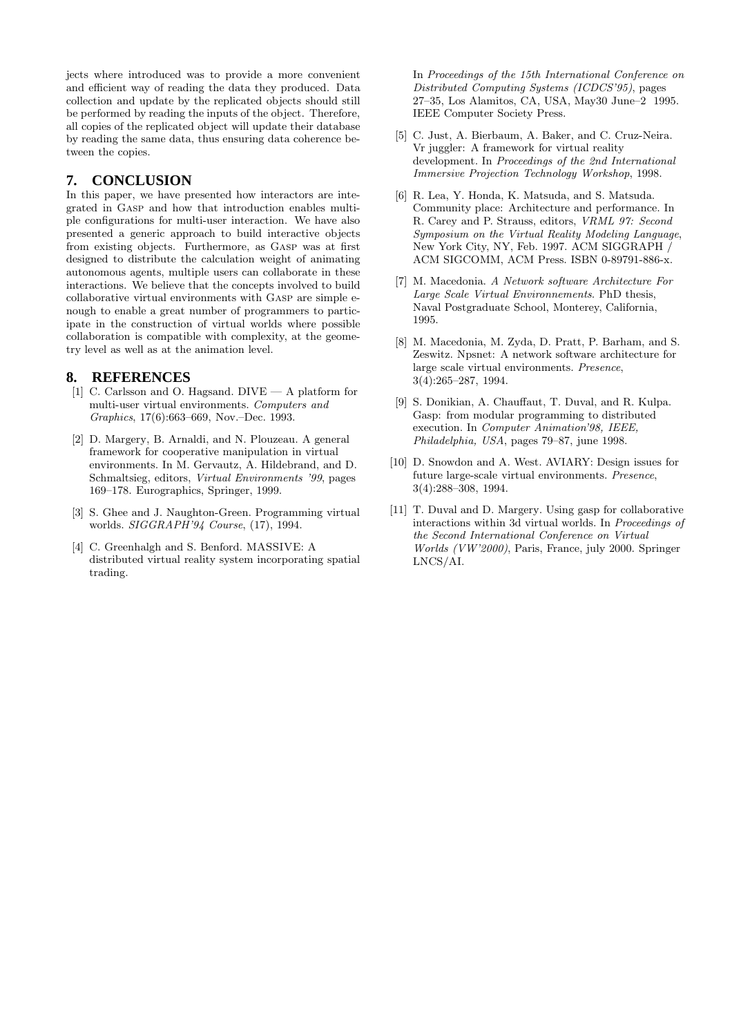jects where introduced was to provide a more convenient and efficient way of reading the data they produced. Data collection and update by the replicated objects should still be performed by reading the inputs of the object. Therefore, all copies of the replicated object will update their database by reading the same data, thus ensuring data coherence between the copies.

## 7. CONCLUSION

In this paper, we have presented how interactors are integrated in GASP and how that introduction enables multiple configurations for multi-user interaction. We have also presented a generic approach to build interactive objects from existing objects. Furthermore, as GASP was at first designed to distribute the calculation weight of animating autonomous agents, multiple users can collaborate in these interactions. We believe that the concepts involved to build collaborative virtual environments with GASP are simple enough to enable a great number of programmers to participate in the construction of virtual worlds where possible collaboration is compatible with complexity, at the geometry level as well as at the animation level.

## 8. REFERENCES

[1] C. Carlsson and O. Hagsand. DIVE — A platform for multi-user virtual environments. *Computers and Graphics*, 17(6):663–669, Nov.–Dec. 1993.

[2] D. Margery, B. Arnaldi, and N. Plouzeau. A general framework for cooperative manipulation in virtual environments. In M. Gervautz, A. Hildebrand, and D. Schmaltsieg, editors, *Virtual Environments '99*, pages 169–178. Eurographics, Springer, 1999.

[3] S. Ghee and J. Naughton-Green. Programming virtual worlds. *SIGGRAPH'94 Course*, (17), 1994.

[4] C. Greenhalgh and S. Benford. MASSIVE: A distributed virtual reality system incorporating spatial trading. In *Proceedings of the 15th International Conference on Distributed Computing Systems (ICDCS'95)*, pages 27–35, Los Alamitos, CA, USA, May30 June–2 1995. IEEE Computer Society Press.

[5] C. Just, A. Bierbaum, A. Baker, and C. Cruz-Neira. Vr juggler: A framework for virtual reality development. In *Proceedings of the 2nd International Immersive Projection Technology Workshop*, 1998.

[6] R. Lea, Y. Honda, K. Matsuda, and S. Matsuda. Community place: Architecture and performance. In R. Carey and P. Strauss, editors, *VRML 97: Second Symposium on the Virtual Reality Modeling Language*, New York City, NY, Feb. 1997. ACM SIGGRAPH / ACM SIGCOMM, ACM Press. ISBN 0-89791-886-x.

[7] M. Macedonia. *A Network software Architecture For Large Scale Virtual Environnements*. PhD thesis, Naval Postgraduate School, Monterey, California, 1995.

[8] M. Macedonia, M. Zyda, D. Pratt, P. Barham, and S. Zeswitz. Npsnet: A network software architecture for large scale virtual environments. *Presence*, 3(4):265–287, 1994.

[9] S. Donikian, A. Chauffaut, T. Duval, and R. Kulpa. Gasp: from modular programming to distributed execution. In *Computer Animation'98, IEEE, Philadelphia, USA*, pages 79–87, june 1998.

[10] D. Snowdon and A. West. AVIARY: Design issues for future large-scale virtual environments. *Presence*, 3(4):288–308, 1994.

[11] T. Duval and D. Margery. Using gasp for collaborative interactions within 3d virtual worlds. In *Proceedings of the Second International Conference on Virtual Worlds (VW'2000)*, Paris, France, july 2000. Springer LNCS/AI.